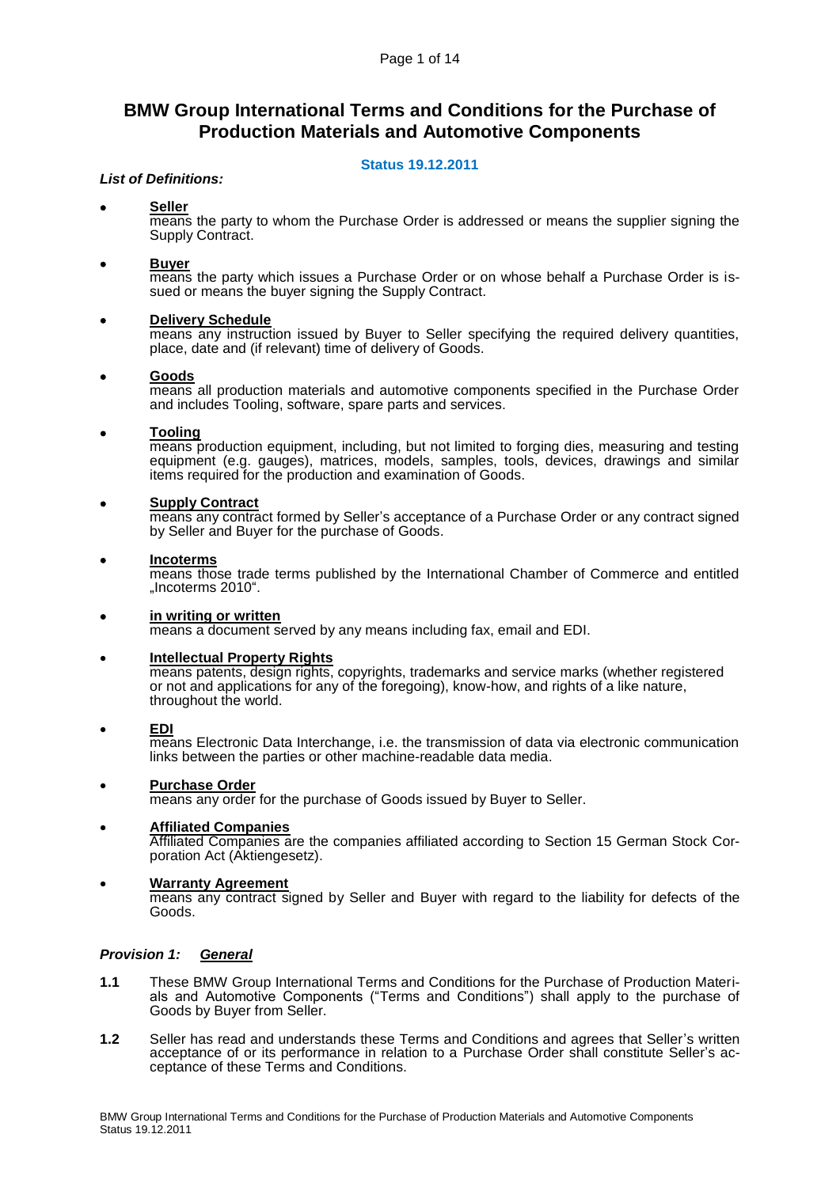# BMW Group International Terms and Conditions for the Purchase of Production Materials and Automotive Components

**Status 19.12.2011**

***List of Definitions:***

- **<u>Seller</u>**
  means the party to whom the Purchase Order is addressed or means the supplier signing the Supply Contract.

- **<u>Buyer</u>**
  means the party which issues a Purchase Order or on whose behalf a Purchase Order is issued or means the buyer signing the Supply Contract.

- **<u>Delivery Schedule</u>**
  means any instruction issued by Buyer to Seller specifying the required delivery quantities, place, date and (if relevant) time of delivery of Goods.

- **<u>Goods</u>**
  means all production materials and automotive components specified in the Purchase Order and includes Tooling, software, spare parts and services.

- **<u>Tooling</u>**
  means production equipment, including, but not limited to forging dies, measuring and testing equipment (e.g. gauges), matrices, models, samples, tools, devices, drawings and similar items required for the production and examination of Goods.

- **<u>Supply Contract</u>**
  means any contract formed by Seller's acceptance of a Purchase Order or any contract signed by Seller and Buyer for the purchase of Goods.

- **<u>Incoterms</u>**
  means those trade terms published by the International Chamber of Commerce and entitled „Incoterms 2010".

- **<u>in writing or written</u>**
  means a document served by any means including fax, email and EDI.

- **<u>Intellectual Property Rights</u>**
  means patents, design rights, copyrights, trademarks and service marks (whether registered or not and applications for any of the foregoing), know-how, and rights of a like nature, throughout the world.

- **<u>EDI</u>**
  means Electronic Data Interchange, i.e. the transmission of data via electronic communication links between the parties or other machine-readable data media.

- **<u>Purchase Order</u>**
  means any order for the purchase of Goods issued by Buyer to Seller.

- **<u>Affiliated Companies</u>**
  Affiliated Companies are the companies affiliated according to Section 15 German Stock Corporation Act (Aktiengesetz).

- **<u>Warranty Agreement</u>**
  means any contract signed by Seller and Buyer with regard to the liability for defects of the Goods.

### *Provision 1: <u>General</u>*

**1.1** These BMW Group International Terms and Conditions for the Purchase of Production Materials and Automotive Components ("Terms and Conditions") shall apply to the purchase of Goods by Buyer from Seller.

**1.2** Seller has read and understands these Terms and Conditions and agrees that Seller's written acceptance of or its performance in relation to a Purchase Order shall constitute Seller's acceptance of these Terms and Conditions.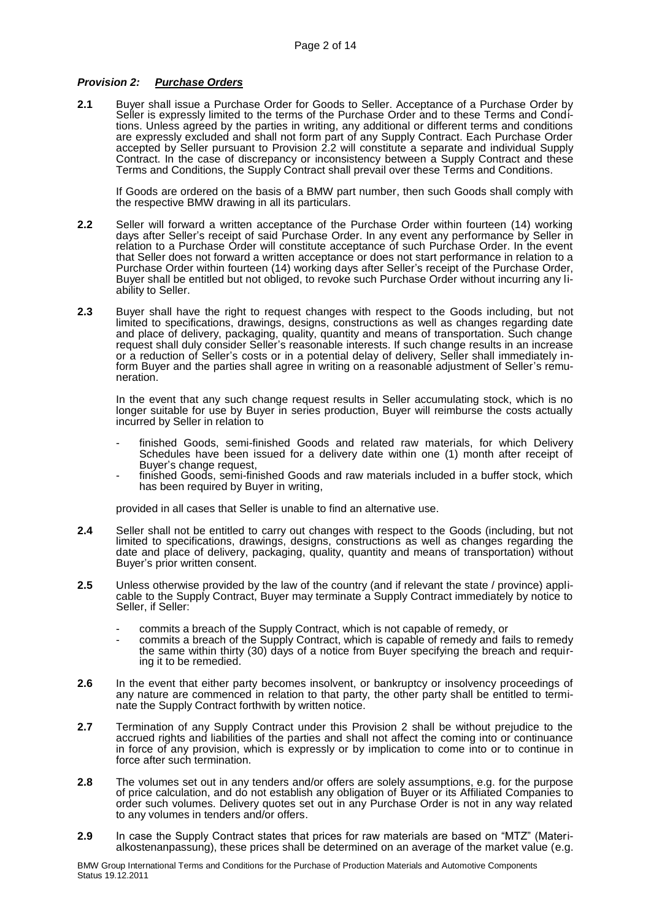### ***Provision 2: Purchase Orders***

**2.1** Buyer shall issue a Purchase Order for Goods to Seller. Acceptance of a Purchase Order by Seller is expressly limited to the terms of the Purchase Order and to these Terms and Conditions. Unless agreed by the parties in writing, any additional or different terms and conditions are expressly excluded and shall not form part of any Supply Contract. Each Purchase Order accepted by Seller pursuant to Provision 2.2 will constitute a separate and individual Supply Contract. In the case of discrepancy or inconsistency between a Supply Contract and these Terms and Conditions, the Supply Contract shall prevail over these Terms and Conditions.

If Goods are ordered on the basis of a BMW part number, then such Goods shall comply with the respective BMW drawing in all its particulars.

**2.2** Seller will forward a written acceptance of the Purchase Order within fourteen (14) working days after Seller's receipt of said Purchase Order. In any event any performance by Seller in relation to a Purchase Order will constitute acceptance of such Purchase Order. In the event that Seller does not forward a written acceptance or does not start performance in relation to a Purchase Order within fourteen (14) working days after Seller's receipt of the Purchase Order, Buyer shall be entitled but not obliged, to revoke such Purchase Order without incurring any liability to Seller.

**2.3** Buyer shall have the right to request changes with respect to the Goods including, but not limited to specifications, drawings, designs, constructions as well as changes regarding date and place of delivery, packaging, quality, quantity and means of transportation. Such change request shall duly consider Seller's reasonable interests. If such change results in an increase or a reduction of Seller's costs or in a potential delay of delivery, Seller shall immediately inform Buyer and the parties shall agree in writing on a reasonable adjustment of Seller's remuneration.

In the event that any such change request results in Seller accumulating stock, which is no longer suitable for use by Buyer in series production, Buyer will reimburse the costs actually incurred by Seller in relation to

- finished Goods, semi-finished Goods and related raw materials, for which Delivery Schedules have been issued for a delivery date within one (1) month after receipt of Buyer's change request,
- finished Goods, semi-finished Goods and raw materials included in a buffer stock, which has been required by Buyer in writing,

provided in all cases that Seller is unable to find an alternative use.

**2.4** Seller shall not be entitled to carry out changes with respect to the Goods (including, but not limited to specifications, drawings, designs, constructions as well as changes regarding the date and place of delivery, packaging, quality, quantity and means of transportation) without Buyer's prior written consent.

**2.5** Unless otherwise provided by the law of the country (and if relevant the state / province) applicable to the Supply Contract, Buyer may terminate a Supply Contract immediately by notice to Seller, if Seller:

- commits a breach of the Supply Contract, which is not capable of remedy, or
- commits a breach of the Supply Contract, which is capable of remedy and fails to remedy the same within thirty (30) days of a notice from Buyer specifying the breach and requiring it to be remedied.

**2.6** In the event that either party becomes insolvent, or bankruptcy or insolvency proceedings of any nature are commenced in relation to that party, the other party shall be entitled to terminate the Supply Contract forthwith by written notice.

**2.7** Termination of any Supply Contract under this Provision 2 shall be without prejudice to the accrued rights and liabilities of the parties and shall not affect the coming into or continuance in force of any provision, which is expressly or by implication to come into or to continue in force after such termination.

**2.8** The volumes set out in any tenders and/or offers are solely assumptions, e.g. for the purpose of price calculation, and do not establish any obligation of Buyer or its Affiliated Companies to order such volumes. Delivery quotes set out in any Purchase Order is not in any way related to any volumes in tenders and/or offers.

**2.9** In case the Supply Contract states that prices for raw materials are based on "MTZ" (Materialkostenanpassung), these prices shall be determined on an average of the market value (e.g.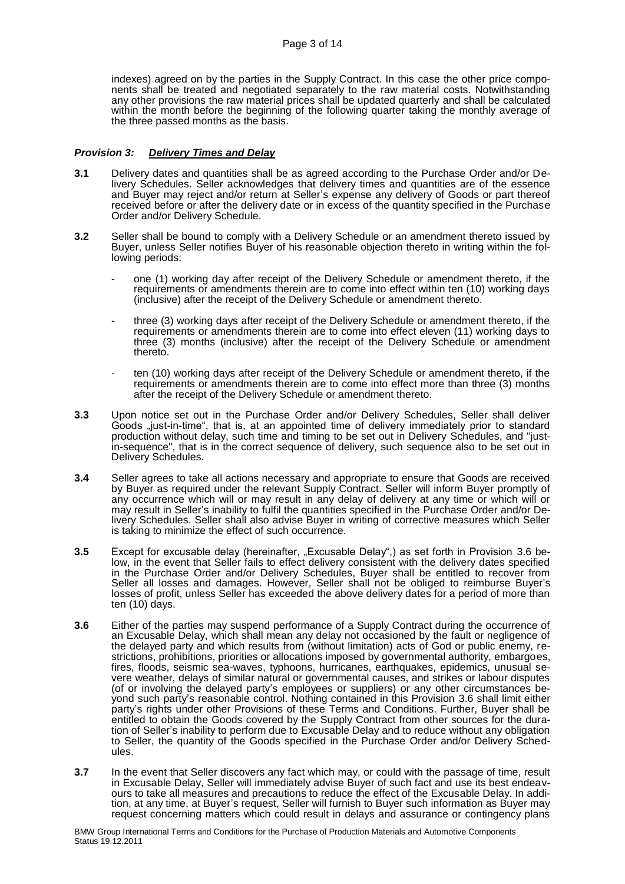indexes) agreed on by the parties in the Supply Contract. In this case the other price components shall be treated and negotiated separately to the raw material costs. Notwithstanding any other provisions the raw material prices shall be updated quarterly and shall be calculated within the month before the beginning of the following quarter taking the monthly average of the three passed months as the basis.

### ***Provision 3: Delivery Times and Delay***

**3.1** Delivery dates and quantities shall be as agreed according to the Purchase Order and/or Delivery Schedules. Seller acknowledges that delivery times and quantities are of the essence and Buyer may reject and/or return at Seller's expense any delivery of Goods or part thereof received before or after the delivery date or in excess of the quantity specified in the Purchase Order and/or Delivery Schedule.

**3.2** Seller shall be bound to comply with a Delivery Schedule or an amendment thereto issued by Buyer, unless Seller notifies Buyer of his reasonable objection thereto in writing within the following periods:

- one (1) working day after receipt of the Delivery Schedule or amendment thereto, if the requirements or amendments therein are to come into effect within ten (10) working days (inclusive) after the receipt of the Delivery Schedule or amendment thereto.
- three (3) working days after receipt of the Delivery Schedule or amendment thereto, if the requirements or amendments therein are to come into effect eleven (11) working days to three (3) months (inclusive) after the receipt of the Delivery Schedule or amendment thereto.
- ten (10) working days after receipt of the Delivery Schedule or amendment thereto, if the requirements or amendments therein are to come into effect more than three (3) months after the receipt of the Delivery Schedule or amendment thereto.

**3.3** Upon notice set out in the Purchase Order and/or Delivery Schedules, Seller shall deliver Goods „just-in-time", that is, at an appointed time of delivery immediately prior to standard production without delay, such time and timing to be set out in Delivery Schedules, and "just-in-sequence", that is in the correct sequence of delivery, such sequence also to be set out in Delivery Schedules.

**3.4** Seller agrees to take all actions necessary and appropriate to ensure that Goods are received by Buyer as required under the relevant Supply Contract. Seller will inform Buyer promptly of any occurrence which will or may result in any delay of delivery at any time or which will or may result in Seller's inability to fulfil the quantities specified in the Purchase Order and/or Delivery Schedules. Seller shall also advise Buyer in writing of corrective measures which Seller is taking to minimize the effect of such occurrence.

**3.5** Except for excusable delay (hereinafter, „Excusable Delay",) as set forth in Provision 3.6 below, in the event that Seller fails to effect delivery consistent with the delivery dates specified in the Purchase Order and/or Delivery Schedules, Buyer shall be entitled to recover from Seller all losses and damages. However, Seller shall not be obliged to reimburse Buyer's losses of profit, unless Seller has exceeded the above delivery dates for a period of more than ten (10) days.

**3.6** Either of the parties may suspend performance of a Supply Contract during the occurrence of an Excusable Delay, which shall mean any delay not occasioned by the fault or negligence of the delayed party and which results from (without limitation) acts of God or public enemy, restrictions, prohibitions, priorities or allocations imposed by governmental authority, embargoes, fires, floods, seismic sea-waves, typhoons, hurricanes, earthquakes, epidemics, unusual severe weather, delays of similar natural or governmental causes, and strikes or labour disputes (of or involving the delayed party's employees or suppliers) or any other circumstances beyond such party's reasonable control. Nothing contained in this Provision 3.6 shall limit either party's rights under other Provisions of these Terms and Conditions. Further, Buyer shall be entitled to obtain the Goods covered by the Supply Contract from other sources for the duration of Seller's inability to perform due to Excusable Delay and to reduce without any obligation to Seller, the quantity of the Goods specified in the Purchase Order and/or Delivery Schedules.

**3.7** In the event that Seller discovers any fact which may, or could with the passage of time, result in Excusable Delay, Seller will immediately advise Buyer of such fact and use its best endeavours to take all measures and precautions to reduce the effect of the Excusable Delay. In addition, at any time, at Buyer's request, Seller will furnish to Buyer such information as Buyer may request concerning matters which could result in delays and assurance or contingency plans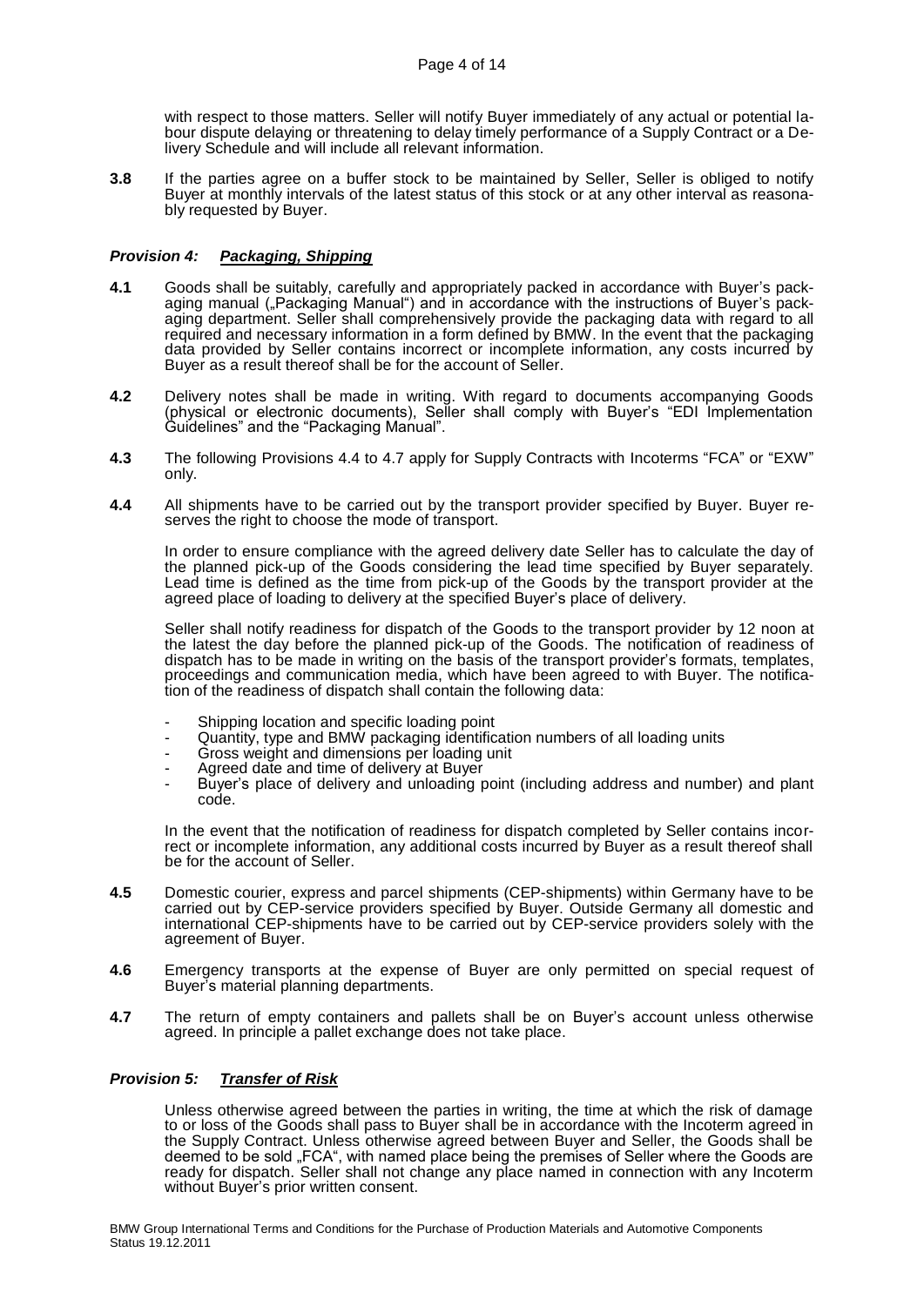with respect to those matters. Seller will notify Buyer immediately of any actual or potential labour dispute delaying or threatening to delay timely performance of a Supply Contract or a Delivery Schedule and will include all relevant information.

**3.8** If the parties agree on a buffer stock to be maintained by Seller, Seller is obliged to notify Buyer at monthly intervals of the latest status of this stock or at any other interval as reasonably requested by Buyer.

### *Provision 4: Packaging, Shipping*

**4.1** Goods shall be suitably, carefully and appropriately packed in accordance with Buyer's packaging manual („Packaging Manual") and in accordance with the instructions of Buyer's packaging department. Seller shall comprehensively provide the packaging data with regard to all required and necessary information in a form defined by BMW. In the event that the packaging data provided by Seller contains incorrect or incomplete information, any costs incurred by Buyer as a result thereof shall be for the account of Seller.

**4.2** Delivery notes shall be made in writing. With regard to documents accompanying Goods (physical or electronic documents), Seller shall comply with Buyer's "EDI Implementation Guidelines" and the "Packaging Manual".

**4.3** The following Provisions 4.4 to 4.7 apply for Supply Contracts with Incoterms "FCA" or "EXW" only.

**4.4** All shipments have to be carried out by the transport provider specified by Buyer. Buyer reserves the right to choose the mode of transport.

In order to ensure compliance with the agreed delivery date Seller has to calculate the day of the planned pick-up of the Goods considering the lead time specified by Buyer separately. Lead time is defined as the time from pick-up of the Goods by the transport provider at the agreed place of loading to delivery at the specified Buyer's place of delivery.

Seller shall notify readiness for dispatch of the Goods to the transport provider by 12 noon at the latest the day before the planned pick-up of the Goods. The notification of readiness of dispatch has to be made in writing on the basis of the transport provider's formats, templates, proceedings and communication media, which have been agreed to with Buyer. The notification of the readiness of dispatch shall contain the following data:

- Shipping location and specific loading point
- Quantity, type and BMW packaging identification numbers of all loading units
- Gross weight and dimensions per loading unit
- Agreed date and time of delivery at Buyer
- Buyer's place of delivery and unloading point (including address and number) and plant code.

In the event that the notification of readiness for dispatch completed by Seller contains incorrect or incomplete information, any additional costs incurred by Buyer as a result thereof shall be for the account of Seller.

**4.5** Domestic courier, express and parcel shipments (CEP-shipments) within Germany have to be carried out by CEP-service providers specified by Buyer. Outside Germany all domestic and international CEP-shipments have to be carried out by CEP-service providers solely with the agreement of Buyer.

**4.6** Emergency transports at the expense of Buyer are only permitted on special request of Buyer's material planning departments.

**4.7** The return of empty containers and pallets shall be on Buyer's account unless otherwise agreed. In principle a pallet exchange does not take place.

### *Provision 5: Transfer of Risk*

Unless otherwise agreed between the parties in writing, the time at which the risk of damage to or loss of the Goods shall pass to Buyer shall be in accordance with the Incoterm agreed in the Supply Contract. Unless otherwise agreed between Buyer and Seller, the Goods shall be deemed to be sold „FCA", with named place being the premises of Seller where the Goods are ready for dispatch. Seller shall not change any place named in connection with any Incoterm without Buyer's prior written consent.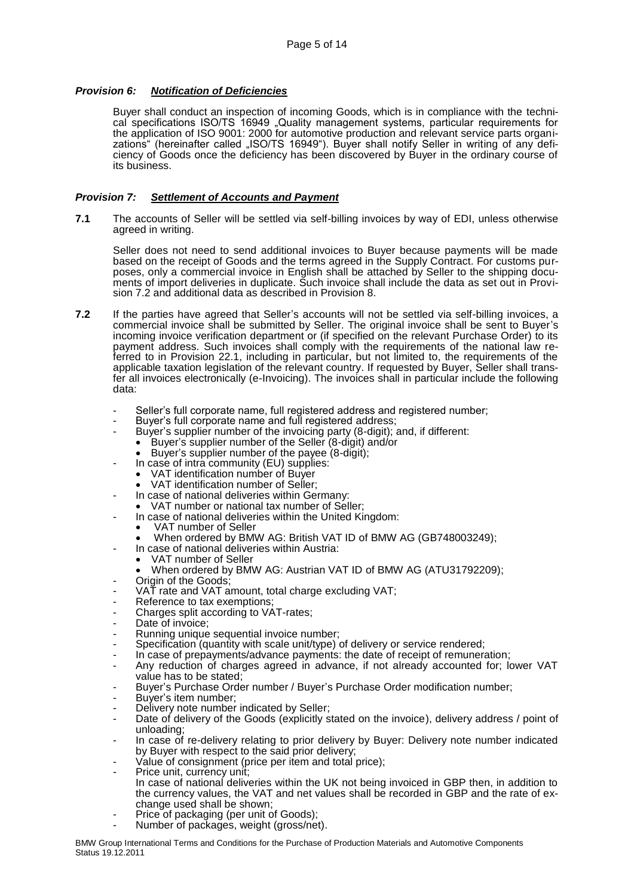### *Provision 6: Notification of Deficiencies*

Buyer shall conduct an inspection of incoming Goods, which is in compliance with the technical specifications ISO/TS 16949 „Quality management systems, particular requirements for the application of ISO 9001: 2000 for automotive production and relevant service parts organizations" (hereinafter called „ISO/TS 16949"). Buyer shall notify Seller in writing of any deficiency of Goods once the deficiency has been discovered by Buyer in the ordinary course of its business.

### *Provision 7: Settlement of Accounts and Payment*

**7.1** The accounts of Seller will be settled via self-billing invoices by way of EDI, unless otherwise agreed in writing.

Seller does not need to send additional invoices to Buyer because payments will be made based on the receipt of Goods and the terms agreed in the Supply Contract. For customs purposes, only a commercial invoice in English shall be attached by Seller to the shipping documents of import deliveries in duplicate. Such invoice shall include the data as set out in Provision 7.2 and additional data as described in Provision 8.

**7.2** If the parties have agreed that Seller's accounts will not be settled via self-billing invoices, a commercial invoice shall be submitted by Seller. The original invoice shall be sent to Buyer's incoming invoice verification department or (if specified on the relevant Purchase Order) to its payment address. Such invoices shall comply with the requirements of the national law referred to in Provision 22.1, including in particular, but not limited to, the requirements of the applicable taxation legislation of the relevant country. If requested by Buyer, Seller shall transfer all invoices electronically (e-Invoicing). The invoices shall in particular include the following data:

- Seller's full corporate name, full registered address and registered number;
- Buyer's full corporate name and full registered address;
- Buyer's supplier number of the invoicing party (8-digit); and, if different:
  - Buyer's supplier number of the Seller (8-digit) and/or
  - Buyer's supplier number of the payee (8-digit);
- In case of intra community (EU) supplies:
  - VAT identification number of Buyer
  - VAT identification number of Seller;
- In case of national deliveries within Germany:
  - VAT number or national tax number of Seller;
- In case of national deliveries within the United Kingdom:
  - VAT number of Seller
  - When ordered by BMW AG: British VAT ID of BMW AG (GB748003249);
- In case of national deliveries within Austria:
  - VAT number of Seller
  - When ordered by BMW AG: Austrian VAT ID of BMW AG (ATU31792209);
- Origin of the Goods;
- VAT rate and VAT amount, total charge excluding VAT;
- Reference to tax exemptions;
- Charges split according to VAT-rates;
- Date of invoice;
- Running unique sequential invoice number;
- Specification (quantity with scale unit/type) of delivery or service rendered;
- In case of prepayments/advance payments: the date of receipt of remuneration;
- Any reduction of charges agreed in advance, if not already accounted for; lower VAT value has to be stated;
- Buyer's Purchase Order number / Buyer's Purchase Order modification number;
- Buyer's item number;
- Delivery note number indicated by Seller;
- Date of delivery of the Goods (explicitly stated on the invoice), delivery address / point of unloading;
- In case of re-delivery relating to prior delivery by Buyer: Delivery note number indicated by Buyer with respect to the said prior delivery;
- Value of consignment (price per item and total price);
- Price unit, currency unit;
  In case of national deliveries within the UK not being invoiced in GBP then, in addition to the currency values, the VAT and net values shall be recorded in GBP and the rate of exchange used shall be shown;
- Price of packaging (per unit of Goods);
- Number of packages, weight (gross/net).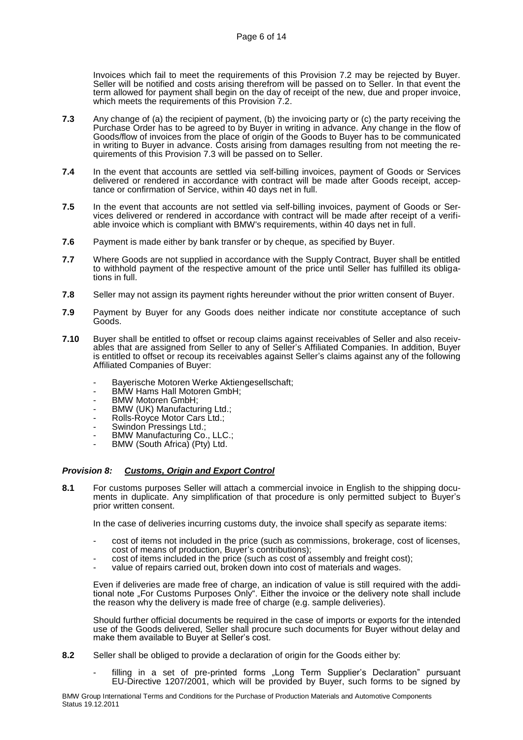Invoices which fail to meet the requirements of this Provision 7.2 may be rejected by Buyer. Seller will be notified and costs arising therefrom will be passed on to Seller. In that event the term allowed for payment shall begin on the day of receipt of the new, due and proper invoice, which meets the requirements of this Provision 7.2.

**7.3** Any change of (a) the recipient of payment, (b) the invoicing party or (c) the party receiving the Purchase Order has to be agreed to by Buyer in writing in advance. Any change in the flow of Goods/flow of invoices from the place of origin of the Goods to Buyer has to be communicated in writing to Buyer in advance. Costs arising from damages resulting from not meeting the requirements of this Provision 7.3 will be passed on to Seller.

**7.4** In the event that accounts are settled via self-billing invoices, payment of Goods or Services delivered or rendered in accordance with contract will be made after Goods receipt, acceptance or confirmation of Service, within 40 days net in full.

**7.5** In the event that accounts are not settled via self-billing invoices, payment of Goods or Services delivered or rendered in accordance with contract will be made after receipt of a verifiable invoice which is compliant with BMW's requirements, within 40 days net in full.

**7.6** Payment is made either by bank transfer or by cheque, as specified by Buyer.

**7.7** Where Goods are not supplied in accordance with the Supply Contract, Buyer shall be entitled to withhold payment of the respective amount of the price until Seller has fulfilled its obligations in full.

**7.8** Seller may not assign its payment rights hereunder without the prior written consent of Buyer.

**7.9** Payment by Buyer for any Goods does neither indicate nor constitute acceptance of such Goods.

**7.10** Buyer shall be entitled to offset or recoup claims against receivables of Seller and also receivables that are assigned from Seller to any of Seller's Affiliated Companies. In addition, Buyer is entitled to offset or recoup its receivables against Seller's claims against any of the following Affiliated Companies of Buyer:

- Bayerische Motoren Werke Aktiengesellschaft;
- BMW Hams Hall Motoren GmbH;
- BMW Motoren GmbH;
- BMW (UK) Manufacturing Ltd.;
- Rolls-Royce Motor Cars Ltd.;
- Swindon Pressings Ltd.;
- BMW Manufacturing Co., LLC.;
- BMW (South Africa) (Pty) Ltd.

## *Provision 8: Customs, Origin and Export Control*

**8.1** For customs purposes Seller will attach a commercial invoice in English to the shipping documents in duplicate. Any simplification of that procedure is only permitted subject to Buyer's prior written consent.

In the case of deliveries incurring customs duty, the invoice shall specify as separate items:

- cost of items not included in the price (such as commissions, brokerage, cost of licenses, cost of means of production, Buyer's contributions);
- cost of items included in the price (such as cost of assembly and freight cost);
- value of repairs carried out, broken down into cost of materials and wages.

Even if deliveries are made free of charge, an indication of value is still required with the additional note „For Customs Purposes Only". Either the invoice or the delivery note shall include the reason why the delivery is made free of charge (e.g. sample deliveries).

Should further official documents be required in the case of imports or exports for the intended use of the Goods delivered, Seller shall procure such documents for Buyer without delay and make them available to Buyer at Seller's cost.

**8.2** Seller shall be obliged to provide a declaration of origin for the Goods either by:

- filling in a set of pre-printed forms „Long Term Supplier's Declaration" pursuant EU-Directive 1207/2001, which will be provided by Buyer, such forms to be signed by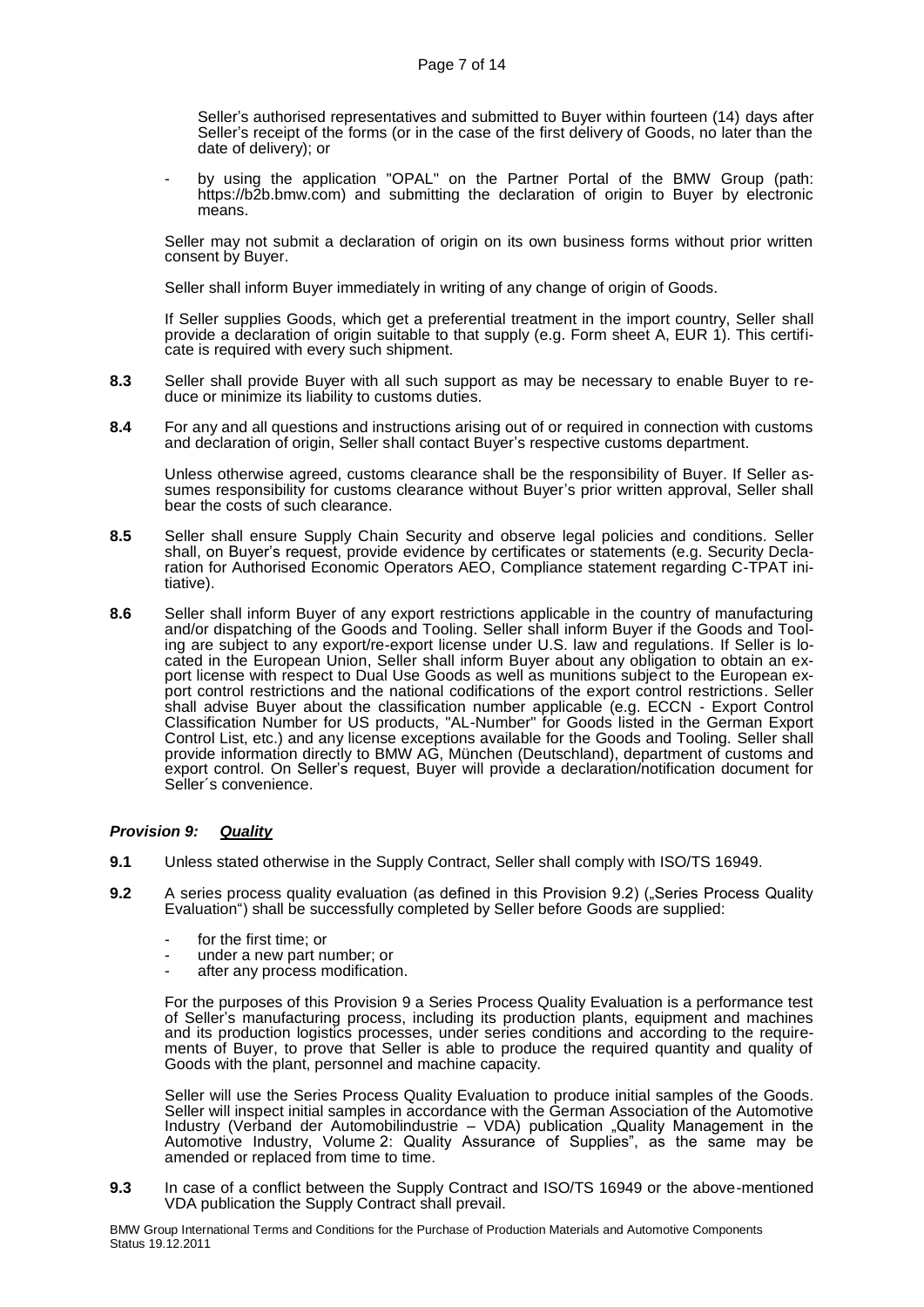Seller's authorised representatives and submitted to Buyer within fourteen (14) days after Seller's receipt of the forms (or in the case of the first delivery of Goods, no later than the date of delivery); or

- by using the application "OPAL" on the Partner Portal of the BMW Group (path: https://b2b.bmw.com) and submitting the declaration of origin to Buyer by electronic means.

Seller may not submit a declaration of origin on its own business forms without prior written consent by Buyer.

Seller shall inform Buyer immediately in writing of any change of origin of Goods.

If Seller supplies Goods, which get a preferential treatment in the import country, Seller shall provide a declaration of origin suitable to that supply (e.g. Form sheet A, EUR 1). This certificate is required with every such shipment.

**8.3** Seller shall provide Buyer with all such support as may be necessary to enable Buyer to reduce or minimize its liability to customs duties.

**8.4** For any and all questions and instructions arising out of or required in connection with customs and declaration of origin, Seller shall contact Buyer's respective customs department.

Unless otherwise agreed, customs clearance shall be the responsibility of Buyer. If Seller assumes responsibility for customs clearance without Buyer's prior written approval, Seller shall bear the costs of such clearance.

**8.5** Seller shall ensure Supply Chain Security and observe legal policies and conditions. Seller shall, on Buyer's request, provide evidence by certificates or statements (e.g. Security Declaration for Authorised Economic Operators AEO, Compliance statement regarding C-TPAT initiative).

**8.6** Seller shall inform Buyer of any export restrictions applicable in the country of manufacturing and/or dispatching of the Goods and Tooling. Seller shall inform Buyer if the Goods and Tooling are subject to any export/re-export license under U.S. law and regulations. If Seller is located in the European Union, Seller shall inform Buyer about any obligation to obtain an export license with respect to Dual Use Goods as well as munitions subject to the European export control restrictions and the national codifications of the export control restrictions. Seller shall advise Buyer about the classification number applicable (e.g. ECCN - Export Control Classification Number for US products, "AL-Number" for Goods listed in the German Export Control List, etc.) and any license exceptions available for the Goods and Tooling. Seller shall provide information directly to BMW AG, München (Deutschland), department of customs and export control. On Seller's request, Buyer will provide a declaration/notification document for Seller´s convenience.

### ***Provision 9: <u>Quality</u>***

**9.1** Unless stated otherwise in the Supply Contract, Seller shall comply with ISO/TS 16949.

**9.2** A series process quality evaluation (as defined in this Provision 9.2) („Series Process Quality Evaluation") shall be successfully completed by Seller before Goods are supplied:

- for the first time; or
- under a new part number; or
- after any process modification.

For the purposes of this Provision 9 a Series Process Quality Evaluation is a performance test of Seller's manufacturing process, including its production plants, equipment and machines and its production logistics processes, under series conditions and according to the requirements of Buyer, to prove that Seller is able to produce the required quantity and quality of Goods with the plant, personnel and machine capacity.

Seller will use the Series Process Quality Evaluation to produce initial samples of the Goods. Seller will inspect initial samples in accordance with the German Association of the Automotive Industry (Verband der Automobilindustrie – VDA) publication „Quality Management in the Automotive Industry, Volume 2: Quality Assurance of Supplies", as the same may be amended or replaced from time to time.

**9.3** In case of a conflict between the Supply Contract and ISO/TS 16949 or the above-mentioned VDA publication the Supply Contract shall prevail.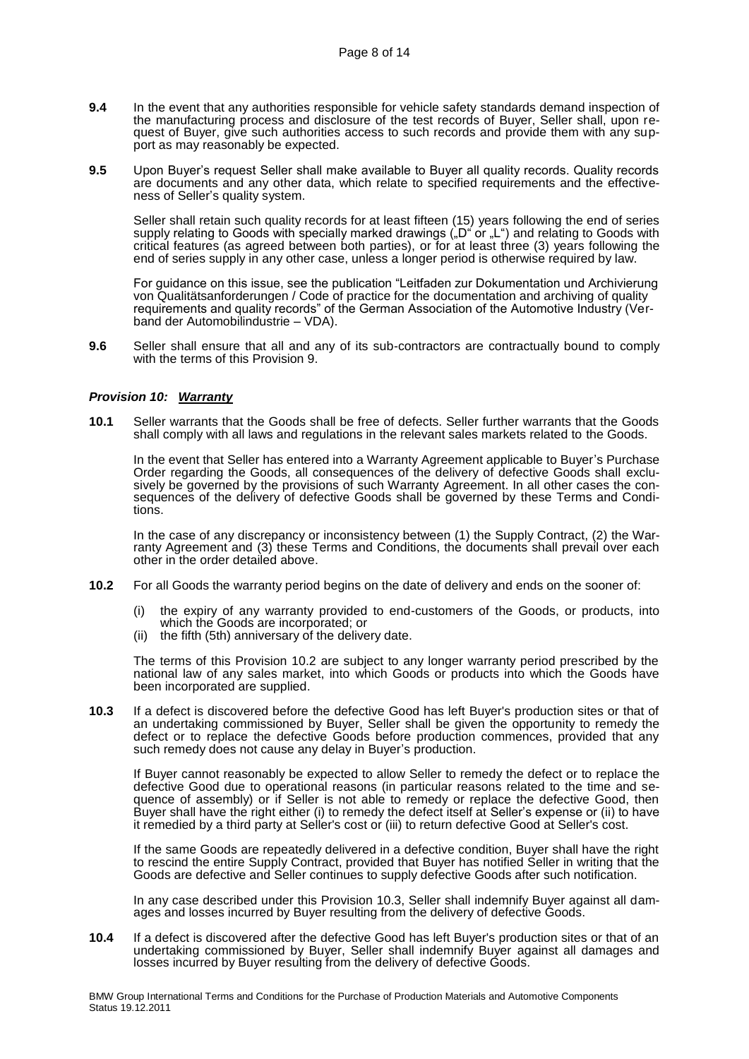**9.4** In the event that any authorities responsible for vehicle safety standards demand inspection of the manufacturing process and disclosure of the test records of Buyer, Seller shall, upon request of Buyer, give such authorities access to such records and provide them with any support as may reasonably be expected.

**9.5** Upon Buyer's request Seller shall make available to Buyer all quality records. Quality records are documents and any other data, which relate to specified requirements and the effectiveness of Seller's quality system.

Seller shall retain such quality records for at least fifteen (15) years following the end of series supply relating to Goods with specially marked drawings („D" or „L") and relating to Goods with critical features (as agreed between both parties), or for at least three (3) years following the end of series supply in any other case, unless a longer period is otherwise required by law.

For guidance on this issue, see the publication "Leitfaden zur Dokumentation und Archivierung von Qualitätsanforderungen / Code of practice for the documentation and archiving of quality requirements and quality records" of the German Association of the Automotive Industry (Verband der Automobilindustrie – VDA).

**9.6** Seller shall ensure that all and any of its sub-contractors are contractually bound to comply with the terms of this Provision 9.

### *Provision 10: Warranty*

**10.1** Seller warrants that the Goods shall be free of defects. Seller further warrants that the Goods shall comply with all laws and regulations in the relevant sales markets related to the Goods.

In the event that Seller has entered into a Warranty Agreement applicable to Buyer's Purchase Order regarding the Goods, all consequences of the delivery of defective Goods shall exclusively be governed by the provisions of such Warranty Agreement. In all other cases the consequences of the delivery of defective Goods shall be governed by these Terms and Conditions.

In the case of any discrepancy or inconsistency between (1) the Supply Contract, (2) the Warranty Agreement and (3) these Terms and Conditions, the documents shall prevail over each other in the order detailed above.

**10.2** For all Goods the warranty period begins on the date of delivery and ends on the sooner of:

(i) the expiry of any warranty provided to end-customers of the Goods, or products, into which the Goods are incorporated; or
(ii) the fifth (5th) anniversary of the delivery date.

The terms of this Provision 10.2 are subject to any longer warranty period prescribed by the national law of any sales market, into which Goods or products into which the Goods have been incorporated are supplied.

**10.3** If a defect is discovered before the defective Good has left Buyer's production sites or that of an undertaking commissioned by Buyer, Seller shall be given the opportunity to remedy the defect or to replace the defective Goods before production commences, provided that any such remedy does not cause any delay in Buyer's production.

If Buyer cannot reasonably be expected to allow Seller to remedy the defect or to replace the defective Good due to operational reasons (in particular reasons related to the time and sequence of assembly) or if Seller is not able to remedy or replace the defective Good, then Buyer shall have the right either (i) to remedy the defect itself at Seller's expense or (ii) to have it remedied by a third party at Seller's cost or (iii) to return defective Good at Seller's cost.

If the same Goods are repeatedly delivered in a defective condition, Buyer shall have the right to rescind the entire Supply Contract, provided that Buyer has notified Seller in writing that the Goods are defective and Seller continues to supply defective Goods after such notification.

In any case described under this Provision 10.3, Seller shall indemnify Buyer against all damages and losses incurred by Buyer resulting from the delivery of defective Goods.

**10.4** If a defect is discovered after the defective Good has left Buyer's production sites or that of an undertaking commissioned by Buyer, Seller shall indemnify Buyer against all damages and losses incurred by Buyer resulting from the delivery of defective Goods.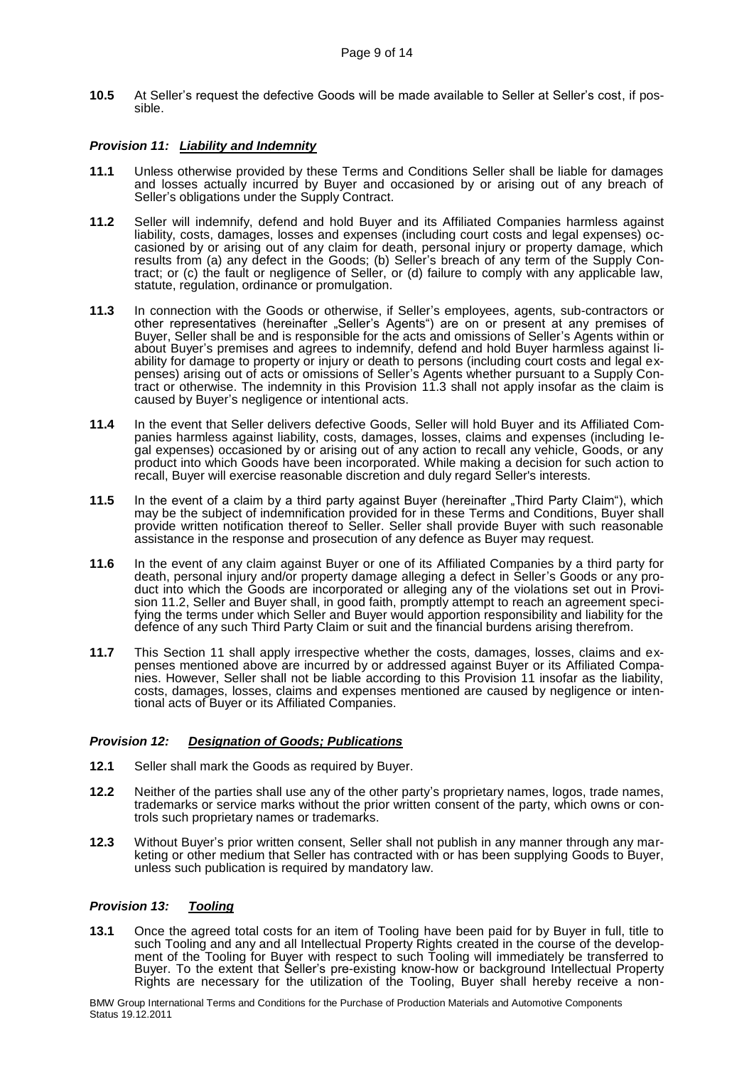**10.5** At Seller's request the defective Goods will be made available to Seller at Seller's cost, if possible.

### ***Provision 11: Liability and Indemnity***

**11.1** Unless otherwise provided by these Terms and Conditions Seller shall be liable for damages and losses actually incurred by Buyer and occasioned by or arising out of any breach of Seller's obligations under the Supply Contract.

**11.2** Seller will indemnify, defend and hold Buyer and its Affiliated Companies harmless against liability, costs, damages, losses and expenses (including court costs and legal expenses) occasioned by or arising out of any claim for death, personal injury or property damage, which results from (a) any defect in the Goods; (b) Seller's breach of any term of the Supply Contract; or (c) the fault or negligence of Seller, or (d) failure to comply with any applicable law, statute, regulation, ordinance or promulgation.

**11.3** In connection with the Goods or otherwise, if Seller's employees, agents, sub-contractors or other representatives (hereinafter „Seller's Agents") are on or present at any premises of Buyer, Seller shall be and is responsible for the acts and omissions of Seller's Agents within or about Buyer's premises and agrees to indemnify, defend and hold Buyer harmless against liability for damage to property or injury or death to persons (including court costs and legal expenses) arising out of acts or omissions of Seller's Agents whether pursuant to a Supply Contract or otherwise. The indemnity in this Provision 11.3 shall not apply insofar as the claim is caused by Buyer's negligence or intentional acts.

**11.4** In the event that Seller delivers defective Goods, Seller will hold Buyer and its Affiliated Companies harmless against liability, costs, damages, losses, claims and expenses (including legal expenses) occasioned by or arising out of any action to recall any vehicle, Goods, or any product into which Goods have been incorporated. While making a decision for such action to recall, Buyer will exercise reasonable discretion and duly regard Seller's interests.

**11.5** In the event of a claim by a third party against Buyer (hereinafter „Third Party Claim"), which may be the subject of indemnification provided for in these Terms and Conditions, Buyer shall provide written notification thereof to Seller. Seller shall provide Buyer with such reasonable assistance in the response and prosecution of any defence as Buyer may request.

**11.6** In the event of any claim against Buyer or one of its Affiliated Companies by a third party for death, personal injury and/or property damage alleging a defect in Seller's Goods or any product into which the Goods are incorporated or alleging any of the violations set out in Provision 11.2, Seller and Buyer shall, in good faith, promptly attempt to reach an agreement specifying the terms under which Seller and Buyer would apportion responsibility and liability for the defence of any such Third Party Claim or suit and the financial burdens arising therefrom.

**11.7** This Section 11 shall apply irrespective whether the costs, damages, losses, claims and expenses mentioned above are incurred by or addressed against Buyer or its Affiliated Companies. However, Seller shall not be liable according to this Provision 11 insofar as the liability, costs, damages, losses, claims and expenses mentioned are caused by negligence or intentional acts of Buyer or its Affiliated Companies.

### ***Provision 12: Designation of Goods; Publications***

**12.1** Seller shall mark the Goods as required by Buyer.

**12.2** Neither of the parties shall use any of the other party's proprietary names, logos, trade names, trademarks or service marks without the prior written consent of the party, which owns or controls such proprietary names or trademarks.

**12.3** Without Buyer's prior written consent, Seller shall not publish in any manner through any marketing or other medium that Seller has contracted with or has been supplying Goods to Buyer, unless such publication is required by mandatory law.

### ***Provision 13: Tooling***

**13.1** Once the agreed total costs for an item of Tooling have been paid for by Buyer in full, title to such Tooling and any and all Intellectual Property Rights created in the course of the development of the Tooling for Buyer with respect to such Tooling will immediately be transferred to Buyer. To the extent that Seller's pre-existing know-how or background Intellectual Property Rights are necessary for the utilization of the Tooling, Buyer shall hereby receive a non-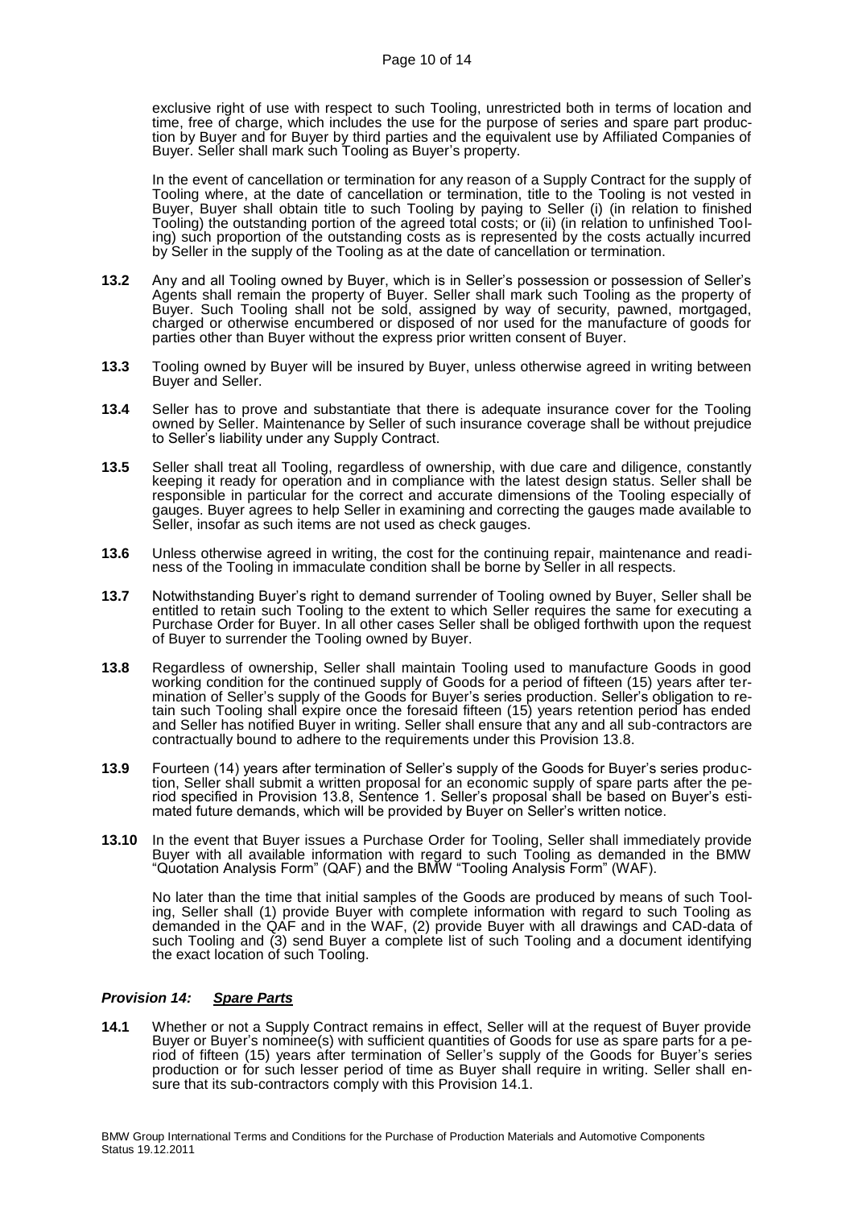exclusive right of use with respect to such Tooling, unrestricted both in terms of location and time, free of charge, which includes the use for the purpose of series and spare part production by Buyer and for Buyer by third parties and the equivalent use by Affiliated Companies of Buyer. Seller shall mark such Tooling as Buyer's property.

In the event of cancellation or termination for any reason of a Supply Contract for the supply of Tooling where, at the date of cancellation or termination, title to the Tooling is not vested in Buyer, Buyer shall obtain title to such Tooling by paying to Seller (i) (in relation to finished Tooling) the outstanding portion of the agreed total costs; or (ii) (in relation to unfinished Tooling) such proportion of the outstanding costs as is represented by the costs actually incurred by Seller in the supply of the Tooling as at the date of cancellation or termination.

**13.2** Any and all Tooling owned by Buyer, which is in Seller's possession or possession of Seller's Agents shall remain the property of Buyer. Seller shall mark such Tooling as the property of Buyer. Such Tooling shall not be sold, assigned by way of security, pawned, mortgaged, charged or otherwise encumbered or disposed of nor used for the manufacture of goods for parties other than Buyer without the express prior written consent of Buyer.

**13.3** Tooling owned by Buyer will be insured by Buyer, unless otherwise agreed in writing between Buyer and Seller.

**13.4** Seller has to prove and substantiate that there is adequate insurance cover for the Tooling owned by Seller. Maintenance by Seller of such insurance coverage shall be without prejudice to Seller's liability under any Supply Contract.

**13.5** Seller shall treat all Tooling, regardless of ownership, with due care and diligence, constantly keeping it ready for operation and in compliance with the latest design status. Seller shall be responsible in particular for the correct and accurate dimensions of the Tooling especially of gauges. Buyer agrees to help Seller in examining and correcting the gauges made available to Seller, insofar as such items are not used as check gauges.

**13.6** Unless otherwise agreed in writing, the cost for the continuing repair, maintenance and readiness of the Tooling in immaculate condition shall be borne by Seller in all respects.

**13.7** Notwithstanding Buyer's right to demand surrender of Tooling owned by Buyer, Seller shall be entitled to retain such Tooling to the extent to which Seller requires the same for executing a Purchase Order for Buyer. In all other cases Seller shall be obliged forthwith upon the request of Buyer to surrender the Tooling owned by Buyer.

**13.8** Regardless of ownership, Seller shall maintain Tooling used to manufacture Goods in good working condition for the continued supply of Goods for a period of fifteen (15) years after termination of Seller's supply of the Goods for Buyer's series production. Seller's obligation to retain such Tooling shall expire once the foresaid fifteen (15) years retention period has ended and Seller has notified Buyer in writing. Seller shall ensure that any and all sub-contractors are contractually bound to adhere to the requirements under this Provision 13.8.

**13.9** Fourteen (14) years after termination of Seller's supply of the Goods for Buyer's series production, Seller shall submit a written proposal for an economic supply of spare parts after the period specified in Provision 13.8, Sentence 1. Seller's proposal shall be based on Buyer's estimated future demands, which will be provided by Buyer on Seller's written notice.

**13.10** In the event that Buyer issues a Purchase Order for Tooling, Seller shall immediately provide Buyer with all available information with regard to such Tooling as demanded in the BMW "Quotation Analysis Form" (QAF) and the BMW "Tooling Analysis Form" (WAF).

No later than the time that initial samples of the Goods are produced by means of such Tooling, Seller shall (1) provide Buyer with complete information with regard to such Tooling as demanded in the QAF and in the WAF, (2) provide Buyer with all drawings and CAD-data of such Tooling and (3) send Buyer a complete list of such Tooling and a document identifying the exact location of such Tooling.

### ***Provision 14: <u>Spare Parts</u>***

**14.1** Whether or not a Supply Contract remains in effect, Seller will at the request of Buyer provide Buyer or Buyer's nominee(s) with sufficient quantities of Goods for use as spare parts for a period of fifteen (15) years after termination of Seller's supply of the Goods for Buyer's series production or for such lesser period of time as Buyer shall require in writing. Seller shall ensure that its sub-contractors comply with this Provision 14.1.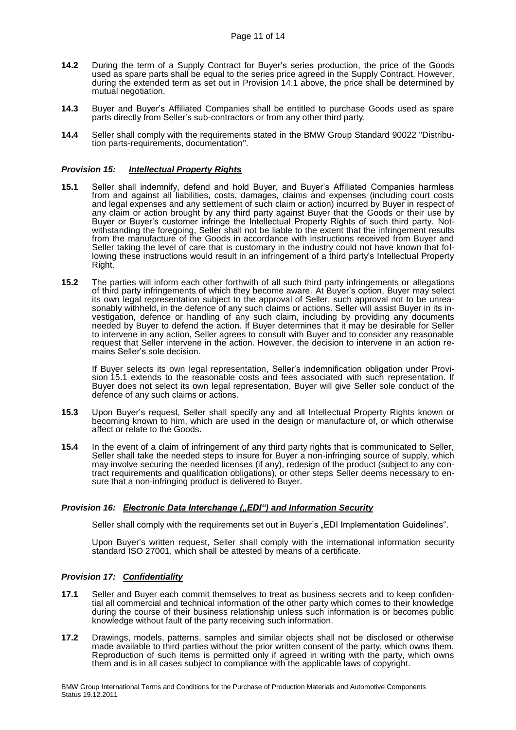**14.2** During the term of a Supply Contract for Buyer's series production, the price of the Goods used as spare parts shall be equal to the series price agreed in the Supply Contract. However, during the extended term as set out in Provision 14.1 above, the price shall be determined by mutual negotiation.

**14.3** Buyer and Buyer's Affiliated Companies shall be entitled to purchase Goods used as spare parts directly from Seller's sub-contractors or from any other third party.

**14.4** Seller shall comply with the requirements stated in the BMW Group Standard 90022 "Distribution parts-requirements, documentation".

### *Provision 15: Intellectual Property Rights*

**15.1** Seller shall indemnify, defend and hold Buyer, and Buyer's Affiliated Companies harmless from and against all liabilities, costs, damages, claims and expenses (including court costs and legal expenses and any settlement of such claim or action) incurred by Buyer in respect of any claim or action brought by any third party against Buyer that the Goods or their use by Buyer or Buyer's customer infringe the Intellectual Property Rights of such third party. Notwithstanding the foregoing, Seller shall not be liable to the extent that the infringement results from the manufacture of the Goods in accordance with instructions received from Buyer and Seller taking the level of care that is customary in the industry could not have known that following these instructions would result in an infringement of a third party's Intellectual Property Right.

**15.2** The parties will inform each other forthwith of all such third party infringements or allegations of third party infringements of which they become aware. At Buyer's option, Buyer may select its own legal representation subject to the approval of Seller, such approval not to be unreasonably withheld, in the defence of any such claims or actions. Seller will assist Buyer in its investigation, defence or handling of any such claim, including by providing any documents needed by Buyer to defend the action. If Buyer determines that it may be desirable for Seller to intervene in any action, Seller agrees to consult with Buyer and to consider any reasonable request that Seller intervene in the action. However, the decision to intervene in an action remains Seller's sole decision.

If Buyer selects its own legal representation, Seller's indemnification obligation under Provision 15.1 extends to the reasonable costs and fees associated with such representation. If Buyer does not select its own legal representation, Buyer will give Seller sole conduct of the defence of any such claims or actions.

**15.3** Upon Buyer's request, Seller shall specify any and all Intellectual Property Rights known or becoming known to him, which are used in the design or manufacture of, or which otherwise affect or relate to the Goods.

**15.4** In the event of a claim of infringement of any third party rights that is communicated to Seller, Seller shall take the needed steps to insure for Buyer a non-infringing source of supply, which may involve securing the needed licenses (if any), redesign of the product (subject to any contract requirements and qualification obligations), or other steps Seller deems necessary to ensure that a non-infringing product is delivered to Buyer.

### *Provision 16: Electronic Data Interchange („EDI“) and Information Security*

Seller shall comply with the requirements set out in Buyer's „EDI Implementation Guidelines“.

Upon Buyer's written request, Seller shall comply with the international information security standard ISO 27001, which shall be attested by means of a certificate.

### *Provision 17: Confidentiality*

**17.1** Seller and Buyer each commit themselves to treat as business secrets and to keep confidential all commercial and technical information of the other party which comes to their knowledge during the course of their business relationship unless such information is or becomes public knowledge without fault of the party receiving such information.

**17.2** Drawings, models, patterns, samples and similar objects shall not be disclosed or otherwise made available to third parties without the prior written consent of the party, which owns them. Reproduction of such items is permitted only if agreed in writing with the party, which owns them and is in all cases subject to compliance with the applicable laws of copyright.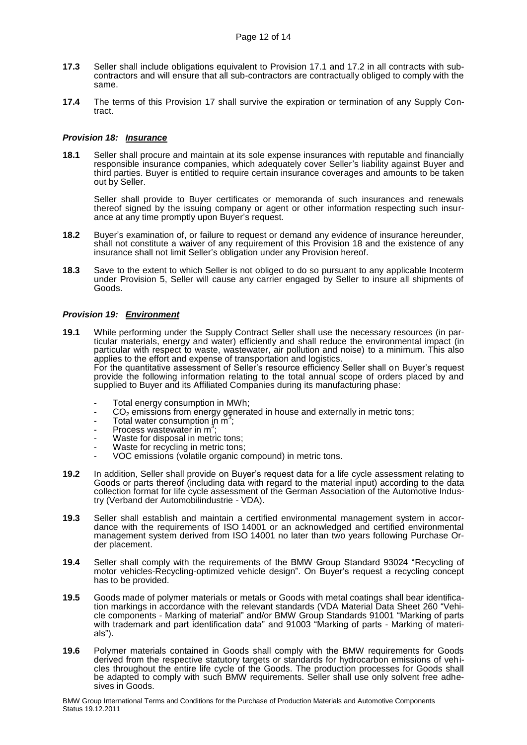**17.3** Seller shall include obligations equivalent to Provision 17.1 and 17.2 in all contracts with sub-contractors and will ensure that all sub-contractors are contractually obliged to comply with the same.

**17.4** The terms of this Provision 17 shall survive the expiration or termination of any Supply Contract.

### *Provision 18: Insurance*

**18.1** Seller shall procure and maintain at its sole expense insurances with reputable and financially responsible insurance companies, which adequately cover Seller's liability against Buyer and third parties. Buyer is entitled to require certain insurance coverages and amounts to be taken out by Seller.

Seller shall provide to Buyer certificates or memoranda of such insurances and renewals thereof signed by the issuing company or agent or other information respecting such insurance at any time promptly upon Buyer's request.

**18.2** Buyer's examination of, or failure to request or demand any evidence of insurance hereunder, shall not constitute a waiver of any requirement of this Provision 18 and the existence of any insurance shall not limit Seller's obligation under any Provision hereof.

**18.3** Save to the extent to which Seller is not obliged to do so pursuant to any applicable Incoterm under Provision 5, Seller will cause any carrier engaged by Seller to insure all shipments of Goods.

### *Provision 19: Environment*

**19.1** While performing under the Supply Contract Seller shall use the necessary resources (in particular materials, energy and water) efficiently and shall reduce the environmental impact (in particular with respect to waste, wastewater, air pollution and noise) to a minimum. This also applies to the effort and expense of transportation and logistics.
For the quantitative assessment of Seller's resource efficiency Seller shall on Buyer's request provide the following information relating to the total annual scope of orders placed by and supplied to Buyer and its Affiliated Companies during its manufacturing phase:

- Total energy consumption in MWh;
- $CO_2$ emissions from energy generated in house and externally in metric tons;
- Total water consumption in $m^3$;
- Process wastewater in $m^3$;
- Waste for disposal in metric tons;
- Waste for recycling in metric tons;
- VOC emissions (volatile organic compound) in metric tons.

**19.2** In addition, Seller shall provide on Buyer's request data for a life cycle assessment relating to Goods or parts thereof (including data with regard to the material input) according to the data collection format for life cycle assessment of the German Association of the Automotive Industry (Verband der Automobilindustrie - VDA).

**19.3** Seller shall establish and maintain a certified environmental management system in accordance with the requirements of ISO 14001 or an acknowledged and certified environmental management system derived from ISO 14001 no later than two years following Purchase Order placement.

**19.4** Seller shall comply with the requirements of the BMW Group Standard 93024 "Recycling of motor vehicles-Recycling-optimized vehicle design". On Buyer's request a recycling concept has to be provided.

**19.5** Goods made of polymer materials or metals or Goods with metal coatings shall bear identification markings in accordance with the relevant standards (VDA Material Data Sheet 260 "Vehicle components - Marking of material" and/or BMW Group Standards 91001 "Marking of parts with trademark and part identification data" and 91003 "Marking of parts - Marking of materials").

**19.6** Polymer materials contained in Goods shall comply with the BMW requirements for Goods derived from the respective statutory targets or standards for hydrocarbon emissions of vehicles throughout the entire life cycle of the Goods. The production processes for Goods shall be adapted to comply with such BMW requirements. Seller shall use only solvent free adhesives in Goods.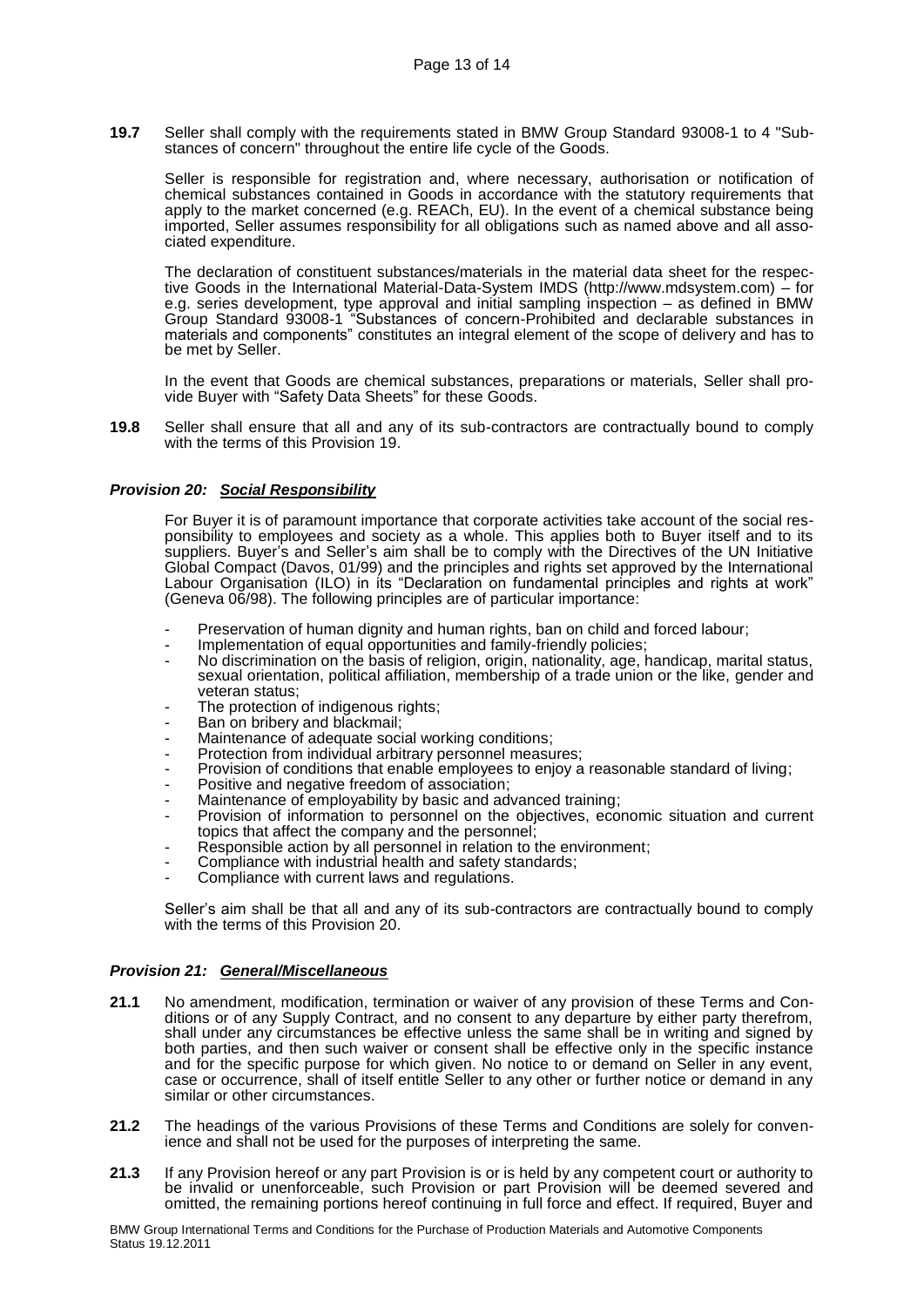**19.7** Seller shall comply with the requirements stated in BMW Group Standard 93008-1 to 4 "Substances of concern" throughout the entire life cycle of the Goods.

Seller is responsible for registration and, where necessary, authorisation or notification of chemical substances contained in Goods in accordance with the statutory requirements that apply to the market concerned (e.g. REACh, EU). In the event of a chemical substance being imported, Seller assumes responsibility for all obligations such as named above and all associated expenditure.

The declaration of constituent substances/materials in the material data sheet for the respective Goods in the International Material-Data-System IMDS (http://www.mdsystem.com) – for e.g. series development, type approval and initial sampling inspection – as defined in BMW Group Standard 93008-1 "Substances of concern-Prohibited and declarable substances in materials and components" constitutes an integral element of the scope of delivery and has to be met by Seller.

In the event that Goods are chemical substances, preparations or materials, Seller shall provide Buyer with "Safety Data Sheets" for these Goods.

**19.8** Seller shall ensure that all and any of its sub-contractors are contractually bound to comply with the terms of this Provision 19.

### ***Provision 20: Social Responsibility***

For Buyer it is of paramount importance that corporate activities take account of the social responsibility to employees and society as a whole. This applies both to Buyer itself and to its suppliers. Buyer's and Seller's aim shall be to comply with the Directives of the UN Initiative Global Compact (Davos, 01/99) and the principles and rights set approved by the International Labour Organisation (ILO) in its "Declaration on fundamental principles and rights at work" (Geneva 06/98). The following principles are of particular importance:

- Preservation of human dignity and human rights, ban on child and forced labour;
- Implementation of equal opportunities and family-friendly policies;
- No discrimination on the basis of religion, origin, nationality, age, handicap, marital status, sexual orientation, political affiliation, membership of a trade union or the like, gender and veteran status;
- The protection of indigenous rights;
- Ban on bribery and blackmail;
- Maintenance of adequate social working conditions;
- Protection from individual arbitrary personnel measures;
- Provision of conditions that enable employees to enjoy a reasonable standard of living;
- Positive and negative freedom of association;
- Maintenance of employability by basic and advanced training;
- Provision of information to personnel on the objectives, economic situation and current topics that affect the company and the personnel;
- Responsible action by all personnel in relation to the environment;
- Compliance with industrial health and safety standards;
- Compliance with current laws and regulations.

Seller's aim shall be that all and any of its sub-contractors are contractually bound to comply with the terms of this Provision 20.

### ***Provision 21: General/Miscellaneous***

**21.1** No amendment, modification, termination or waiver of any provision of these Terms and Conditions or of any Supply Contract, and no consent to any departure by either party therefrom, shall under any circumstances be effective unless the same shall be in writing and signed by both parties, and then such waiver or consent shall be effective only in the specific instance and for the specific purpose for which given. No notice to or demand on Seller in any event, case or occurrence, shall of itself entitle Seller to any other or further notice or demand in any similar or other circumstances.

**21.2** The headings of the various Provisions of these Terms and Conditions are solely for convenience and shall not be used for the purposes of interpreting the same.

**21.3** If any Provision hereof or any part Provision is or is held by any competent court or authority to be invalid or unenforceable, such Provision or part Provision will be deemed severed and omitted, the remaining portions hereof continuing in full force and effect. If required, Buyer and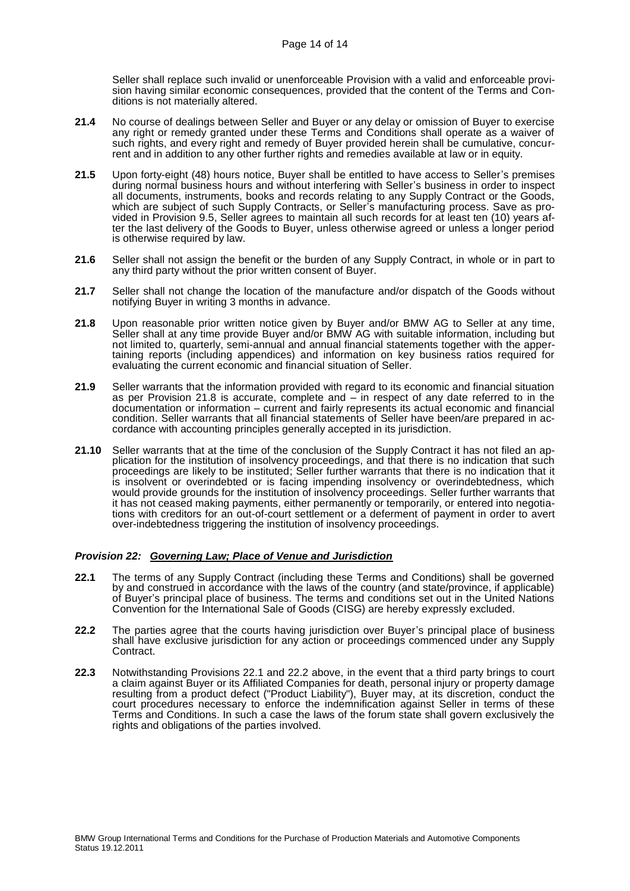Seller shall replace such invalid or unenforceable Provision with a valid and enforceable provision having similar economic consequences, provided that the content of the Terms and Conditions is not materially altered.

**21.4** No course of dealings between Seller and Buyer or any delay or omission of Buyer to exercise any right or remedy granted under these Terms and Conditions shall operate as a waiver of such rights, and every right and remedy of Buyer provided herein shall be cumulative, concurrent and in addition to any other further rights and remedies available at law or in equity.

**21.5** Upon forty-eight (48) hours notice, Buyer shall be entitled to have access to Seller's premises during normal business hours and without interfering with Seller's business in order to inspect all documents, instruments, books and records relating to any Supply Contract or the Goods, which are subject of such Supply Contracts, or Seller's manufacturing process. Save as provided in Provision 9.5, Seller agrees to maintain all such records for at least ten (10) years after the last delivery of the Goods to Buyer, unless otherwise agreed or unless a longer period is otherwise required by law.

**21.6** Seller shall not assign the benefit or the burden of any Supply Contract, in whole or in part to any third party without the prior written consent of Buyer.

**21.7** Seller shall not change the location of the manufacture and/or dispatch of the Goods without notifying Buyer in writing 3 months in advance.

**21.8** Upon reasonable prior written notice given by Buyer and/or BMW AG to Seller at any time, Seller shall at any time provide Buyer and/or BMW AG with suitable information, including but not limited to, quarterly, semi-annual and annual financial statements together with the appertaining reports (including appendices) and information on key business ratios required for evaluating the current economic and financial situation of Seller.

**21.9** Seller warrants that the information provided with regard to its economic and financial situation as per Provision 21.8 is accurate, complete and – in respect of any date referred to in the documentation or information – current and fairly represents its actual economic and financial condition. Seller warrants that all financial statements of Seller have been/are prepared in accordance with accounting principles generally accepted in its jurisdiction.

**21.10** Seller warrants that at the time of the conclusion of the Supply Contract it has not filed an application for the institution of insolvency proceedings, and that there is no indication that such proceedings are likely to be instituted; Seller further warrants that there is no indication that it is insolvent or overindebted or is facing impending insolvency or overindebtedness, which would provide grounds for the institution of insolvency proceedings. Seller further warrants that it has not ceased making payments, either permanently or temporarily, or entered into negotiations with creditors for an out-of-court settlement or a deferment of payment in order to avert over-indebtedness triggering the institution of insolvency proceedings.

### ***Provision 22: <u>Governing Law; Place of Venue and Jurisdiction</u>***

**22.1** The terms of any Supply Contract (including these Terms and Conditions) shall be governed by and construed in accordance with the laws of the country (and state/province, if applicable) of Buyer's principal place of business. The terms and conditions set out in the United Nations Convention for the International Sale of Goods (CISG) are hereby expressly excluded.

**22.2** The parties agree that the courts having jurisdiction over Buyer's principal place of business shall have exclusive jurisdiction for any action or proceedings commenced under any Supply Contract.

**22.3** Notwithstanding Provisions 22.1 and 22.2 above, in the event that a third party brings to court a claim against Buyer or its Affiliated Companies for death, personal injury or property damage resulting from a product defect ("Product Liability"), Buyer may, at its discretion, conduct the court procedures necessary to enforce the indemnification against Seller in terms of these Terms and Conditions. In such a case the laws of the forum state shall govern exclusively the rights and obligations of the parties involved.